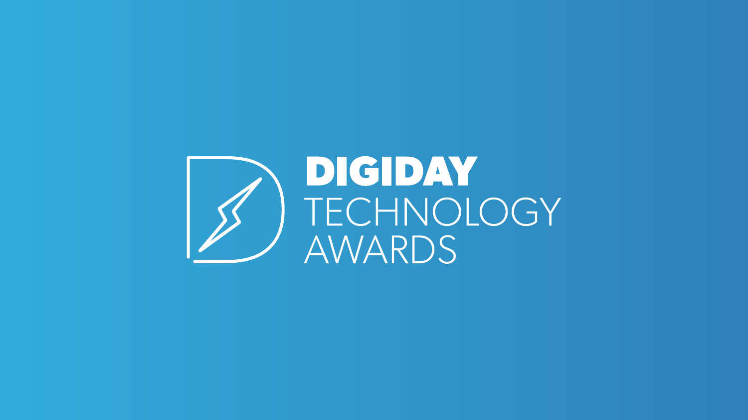# DIGIDAY TECHNOLOGY AWARDS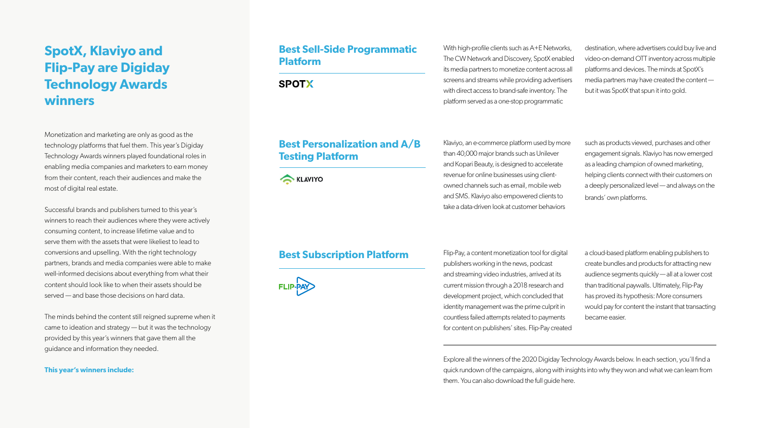# SpotX, Klaviyo and Flip-Pay are Digiday Technology Awards winners

Monetization and marketing are only as good as the technology platforms that fuel them. This year's Digiday Technology Awards winners played foundational roles in enabling media companies and marketers to earn money from their content, reach their audiences and make the most of digital real estate.

Successful brands and publishers turned to this year's winners to reach their audiences where they were actively consuming content, to increase lifetime value and to serve them with the assets that were likeliest to lead to conversions and upselling. With the right technology partners, brands and media companies were able to make well-informed decisions about everything from what their content should look like to when their assets should be served — and base those decisions on hard data.

The minds behind the content still reigned supreme when it came to ideation and strategy — but it was the technology provided by this year's winners that gave them all the guidance and information they needed.

**This year's winners include:**

## Best Sell-Side Programmatic Platform

**SPOTX**

With high-profile clients such as A+E Networks, The CW Network and Discovery, SpotX enabled its media partners to monetize content across all screens and streams while providing advertisers with direct access to brand-safe inventory. The platform served as a one-stop programmatic destination, where advertisers could buy live and video-on-demand OTT inventory across multiple platforms and devices. The minds at SpotX's media partners may have created the content — but it was SpotX that spun it into gold.

## Best Personalization and A/B Testing Platform

**KLAVIYO**

Klaviyo, an e-commerce platform used by more than 40,000 major brands such as Unilever and Kopari Beauty, is designed to accelerate revenue for online businesses using client-owned channels such as email, mobile web and SMS. Klaviyo also empowered clients to take a data-driven look at customer behaviors such as products viewed, purchases and other engagement signals. Klaviyo has now emerged as a leading champion of owned marketing, helping clients connect with their customers on a deeply personalized level — and always on the brands' own platforms.

## Best Subscription Platform

**FLIP-PAY**

Flip-Pay, a content monetization tool for digital publishers working in the news, podcast and streaming video industries, arrived at its current mission through a 2018 research and development project, which concluded that identity management was the prime culprit in countless failed attempts related to payments for content on publishers' sites. Flip-Pay created a cloud-based platform enabling publishers to create bundles and products for attracting new audience segments quickly — all at a lower cost than traditional paywalls. Ultimately, Flip-Pay has proved its hypothesis: More consumers would pay for content the instant that transacting became easier.

---

Explore all the winners of the 2020 Digiday Technology Awards below. In each section, you'll find a quick rundown of the campaigns, along with insights into why they won and what we can learn from them. You can also download the full guide here.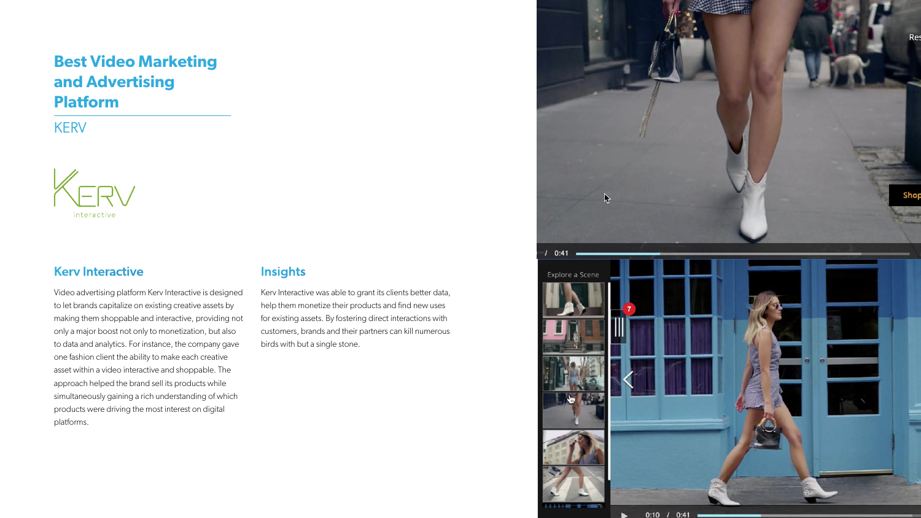# Best Video Marketing and Advertising Platform

KERV

## Kerv Interactive

Video advertising platform Kerv Interactive is designed to let brands capitalize on existing creative assets by making them shoppable and interactive, providing not only a major boost not only to monetization, but also to data and analytics. For instance, the company gave one fashion client the ability to make each creative asset within a video interactive and shoppable. The approach helped the brand sell its products while simultaneously gaining a rich understanding of which products were driving the most interest on digital platforms.

## Insights

Kerv Interactive was able to grant its clients better data, help them monetize their products and find new uses for existing assets. By fostering direct interactions with customers, brands and their partners can kill numerous birds with but a single stone.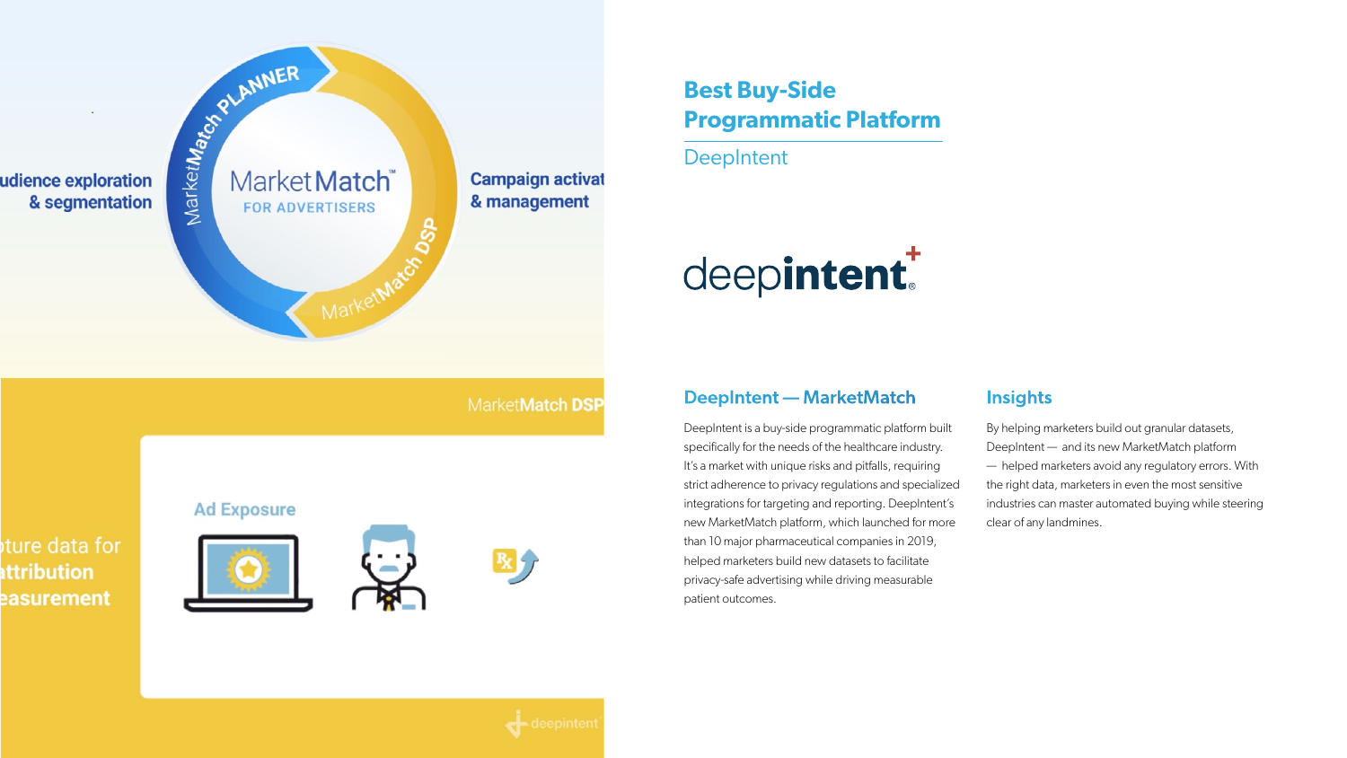## Best Buy-Side Programmatic Platform

DeepIntent

### DeepIntent — MarketMatch

DeepIntent is a buy-side programmatic platform built specifically for the needs of the healthcare industry. It's a market with unique risks and pitfalls, requiring strict adherence to privacy regulations and specialized integrations for targeting and reporting. DeepIntent's new MarketMatch platform, which launched for more than 10 major pharmaceutical companies in 2019, helped marketers build new datasets to facilitate privacy-safe advertising while driving measurable patient outcomes.

### Insights

By helping marketers build out granular datasets, DeepIntent — and its new MarketMatch platform — helped marketers avoid any regulatory errors. With the right data, marketers in even the most sensitive industries can master automated buying while steering clear of any landmines.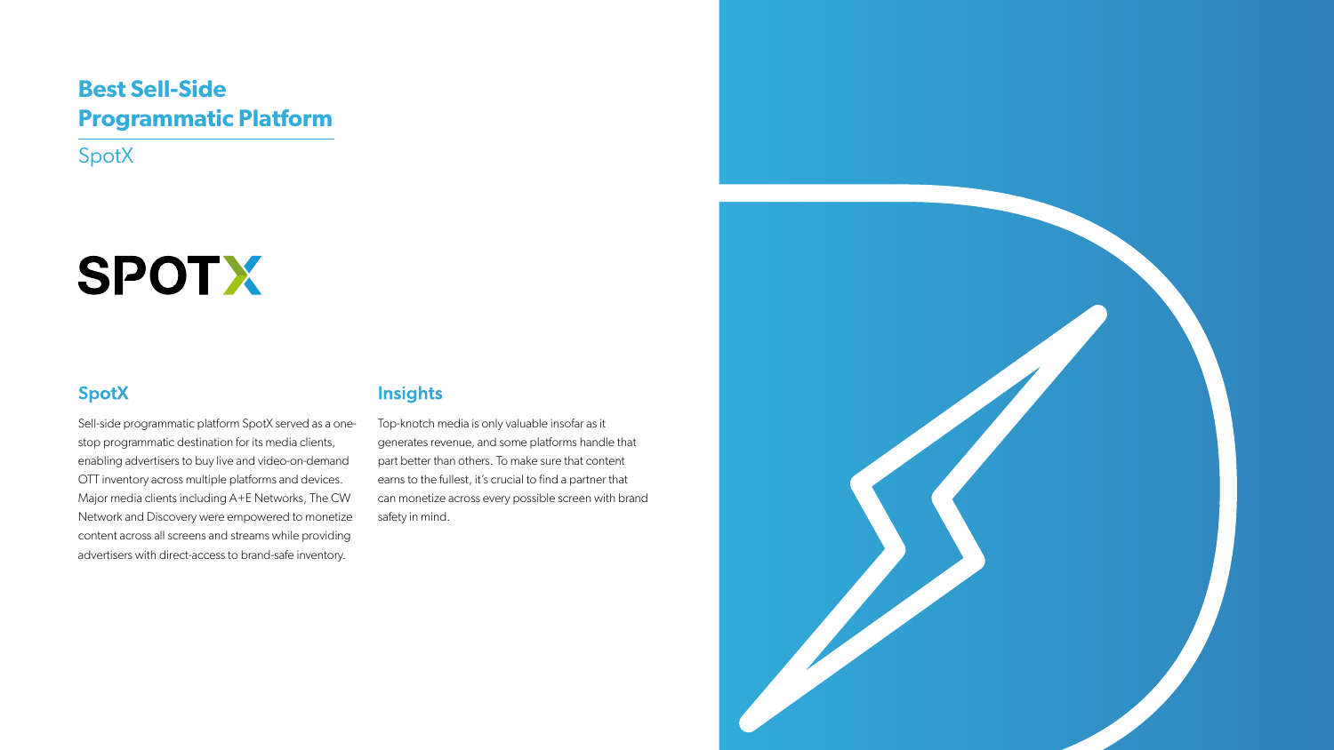# Best Sell-Side Programmatic Platform

SpotX

SPOTX

## SpotX

Sell-side programmatic platform SpotX served as a one-stop programmatic destination for its media clients, enabling advertisers to buy live and video-on-demand OTT inventory across multiple platforms and devices. Major media clients including A+E Networks, The CW Network and Discovery were empowered to monetize content across all screens and streams while providing advertisers with direct-access to brand-safe inventory.

## Insights

Top-knotch media is only valuable insofar as it generates revenue, and some platforms handle that part better than others. To make sure that content earns to the fullest, it's crucial to find a partner that can monetize across every possible screen with brand safety in mind.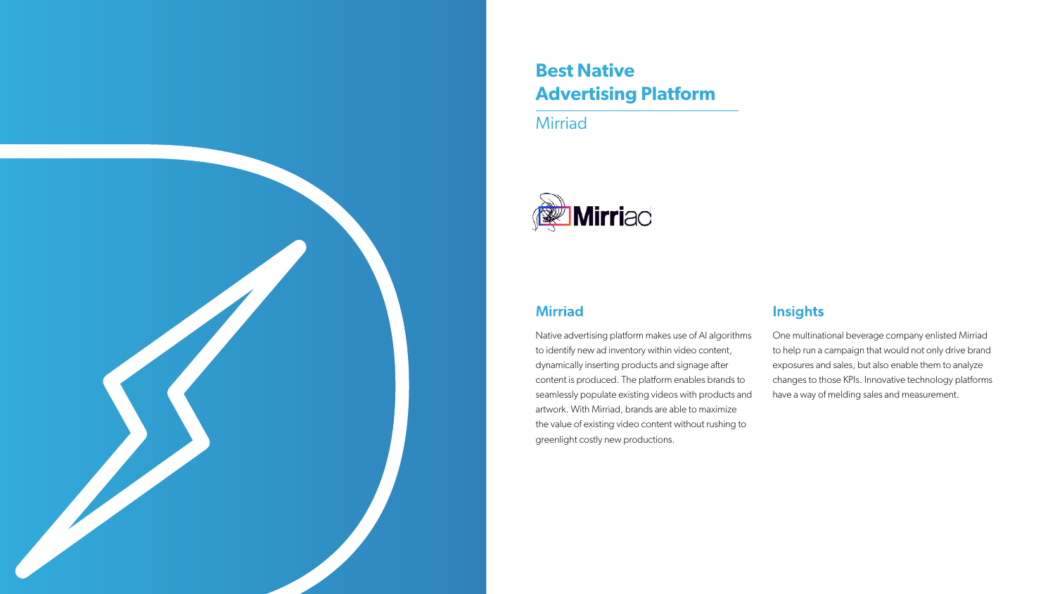# Best Native Advertising Platform

Mirriad

## Mirriad

Native advertising platform makes use of AI algorithms to identify new ad inventory within video content, dynamically inserting products and signage after content is produced. The platform enables brands to seamlessly populate existing videos with products and artwork. With Mirriad, brands are able to maximize the value of existing video content without rushing to greenlight costly new productions.

## Insights

One multinational beverage company enlisted Mirriad to help run a campaign that would not only drive brand exposures and sales, but also enable them to analyze changes to those KPIs. Innovative technology platforms have a way of melding sales and measurement.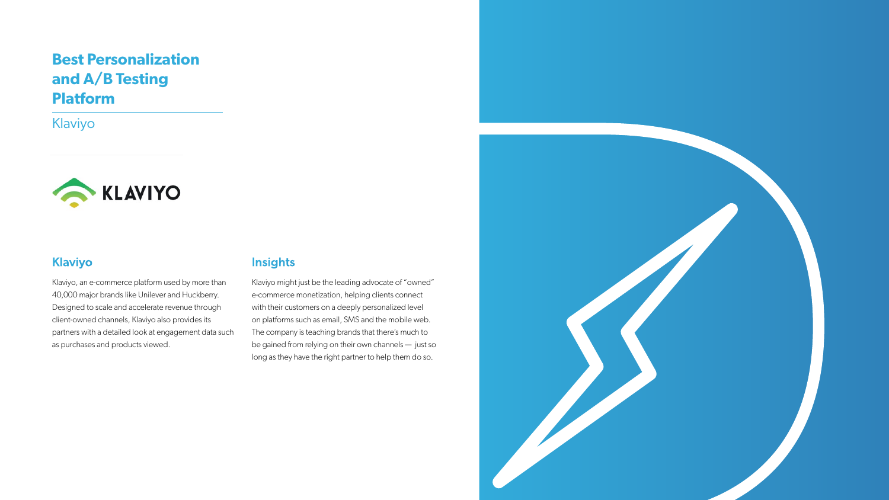# Best Personalization and A/B Testing Platform

Klaviyo

## Klaviyo

Klaviyo, an e-commerce platform used by more than 40,000 major brands like Unilever and Huckberry. Designed to scale and accelerate revenue through client-owned channels, Klaviyo also provides its partners with a detailed look at engagement data such as purchases and products viewed.

## Insights

Klaviyo might just be the leading advocate of "owned" e-commerce monetization, helping clients connect with their customers on a deeply personalized level on platforms such as email, SMS and the mobile web. The company is teaching brands that there's much to be gained from relying on their own channels — just so long as they have the right partner to help them do so.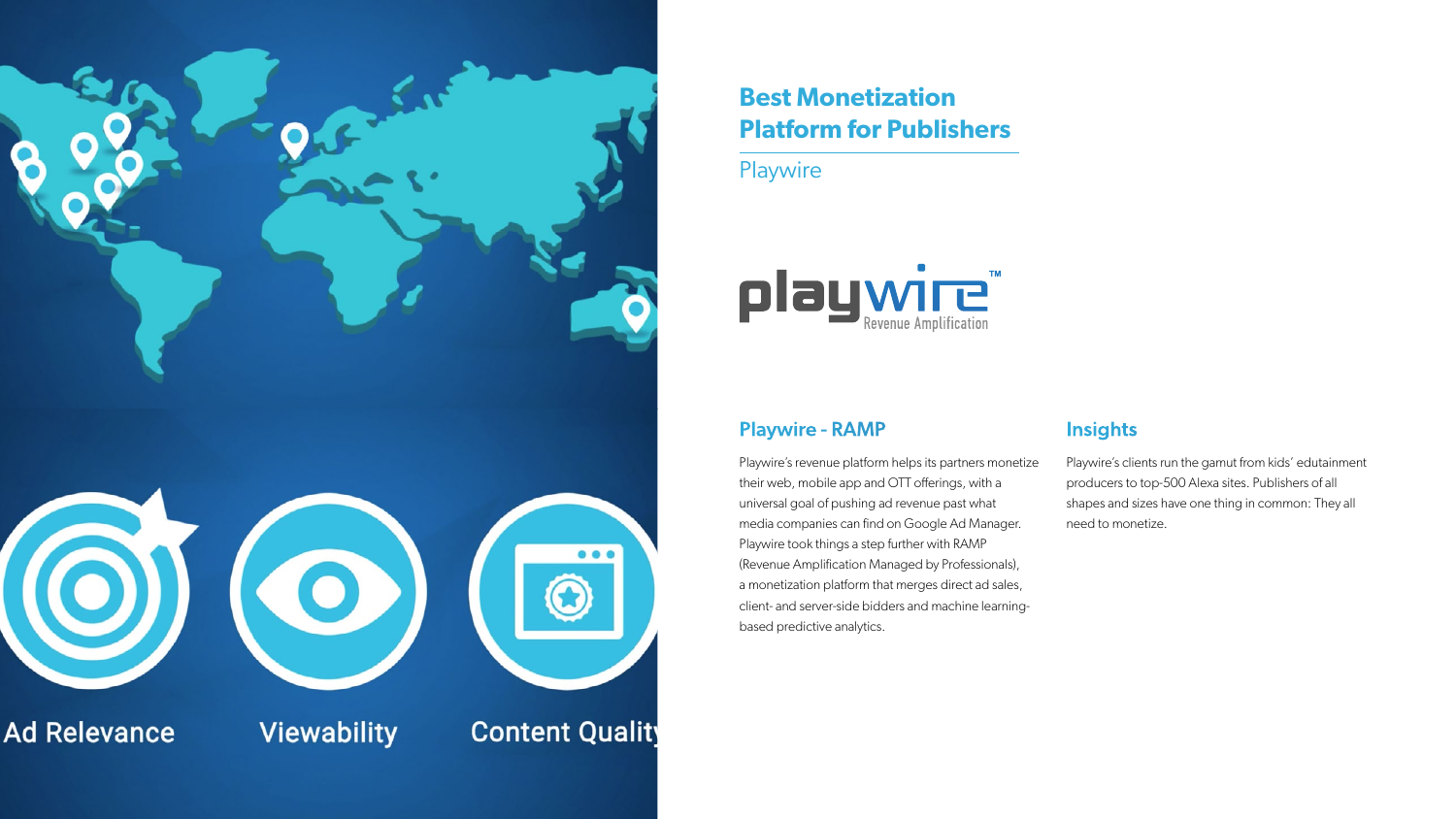Ad Relevance

Viewability

Content Quality

# Best Monetization Platform for Publishers

Playwire

playwire™ Revenue Amplification

## Playwire - RAMP

Playwire's revenue platform helps its partners monetize their web, mobile app and OTT offerings, with a universal goal of pushing ad revenue past what media companies can find on Google Ad Manager. Playwire took things a step further with RAMP (Revenue Amplification Managed by Professionals), a monetization platform that merges direct ad sales, client- and server-side bidders and machine learning-based predictive analytics.

## Insights

Playwire's clients run the gamut from kids' edutainment producers to top-500 Alexa sites. Publishers of all shapes and sizes have one thing in common: They all need to monetize.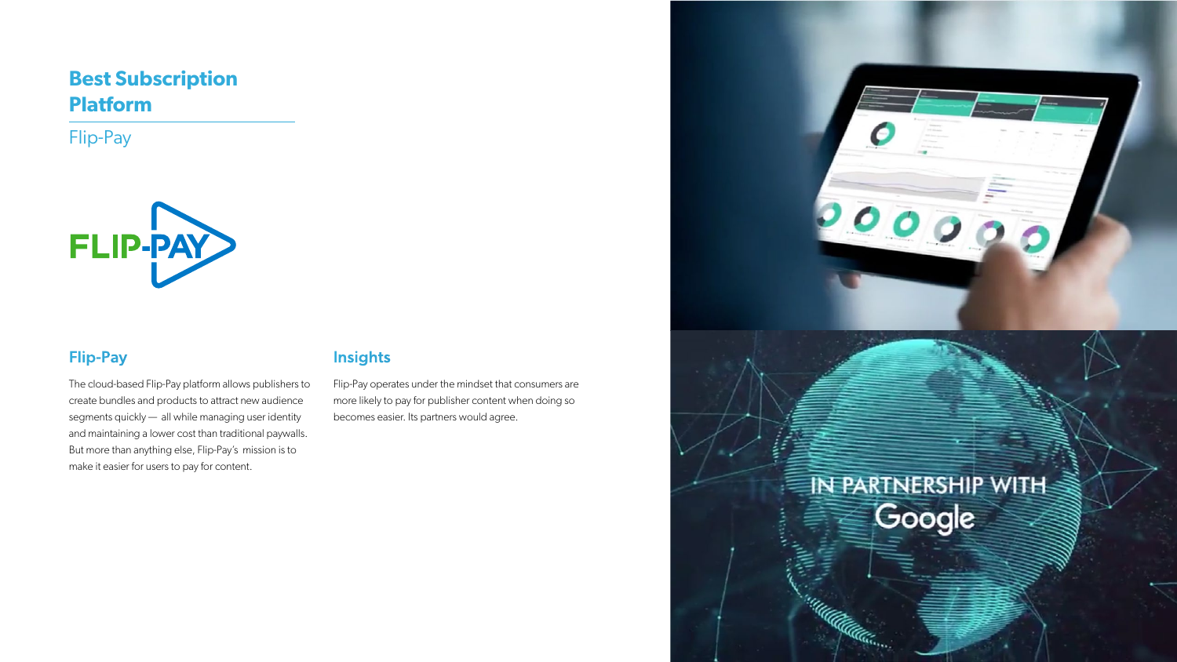## Best Subscription Platform

Flip-Pay

### Flip-Pay

The cloud-based Flip-Pay platform allows publishers to create bundles and products to attract new audience segments quickly — all while managing user identity and maintaining a lower cost than traditional paywalls. But more than anything else, Flip-Pay's mission is to make it easier for users to pay for content.

### Insights

Flip-Pay operates under the mindset that consumers are more likely to pay for publisher content when doing so becomes easier. Its partners would agree.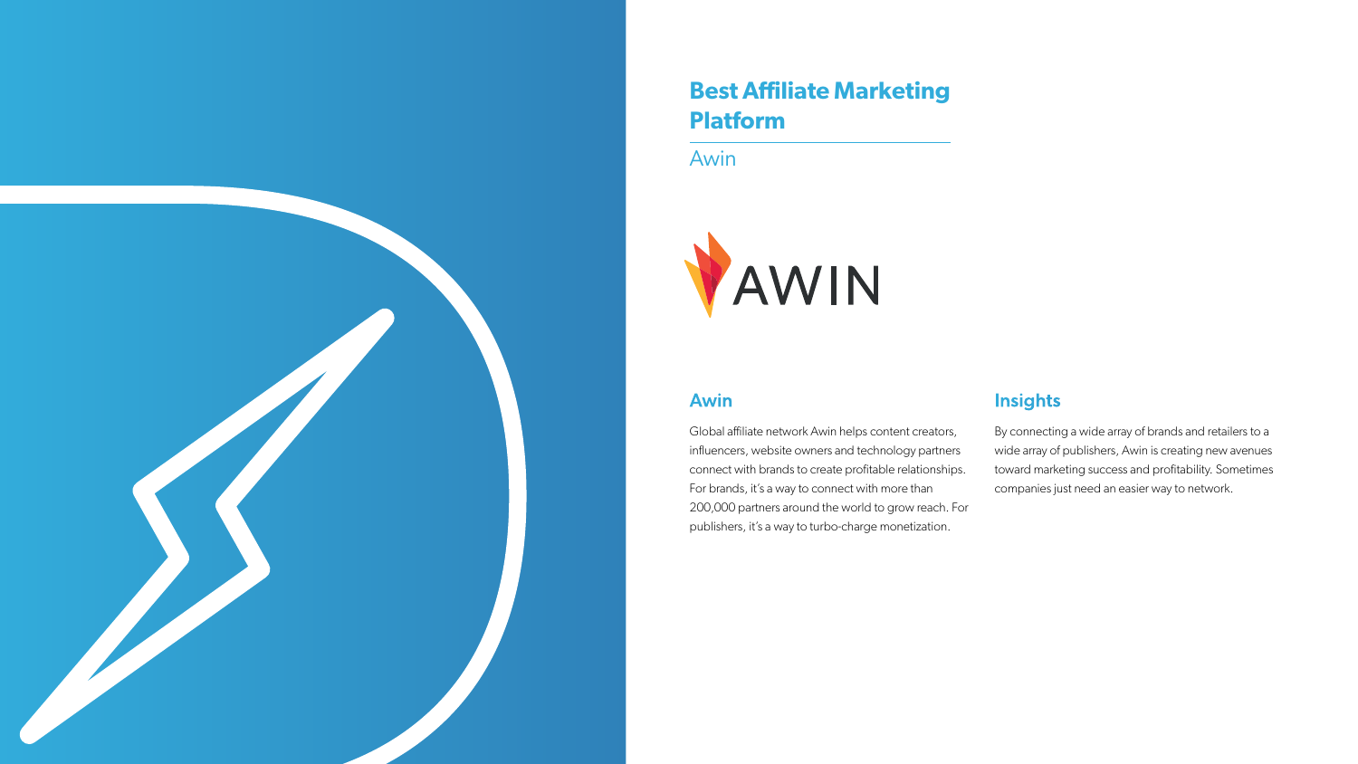# Best Affiliate Marketing Platform

Awin

## Awin

Global affiliate network Awin helps content creators, influencers, website owners and technology partners connect with brands to create profitable relationships. For brands, it's a way to connect with more than 200,000 partners around the world to grow reach. For publishers, it's a way to turbo-charge monetization.

## Insights

By connecting a wide array of brands and retailers to a wide array of publishers, Awin is creating new avenues toward marketing success and profitability. Sometimes companies just need an easier way to network.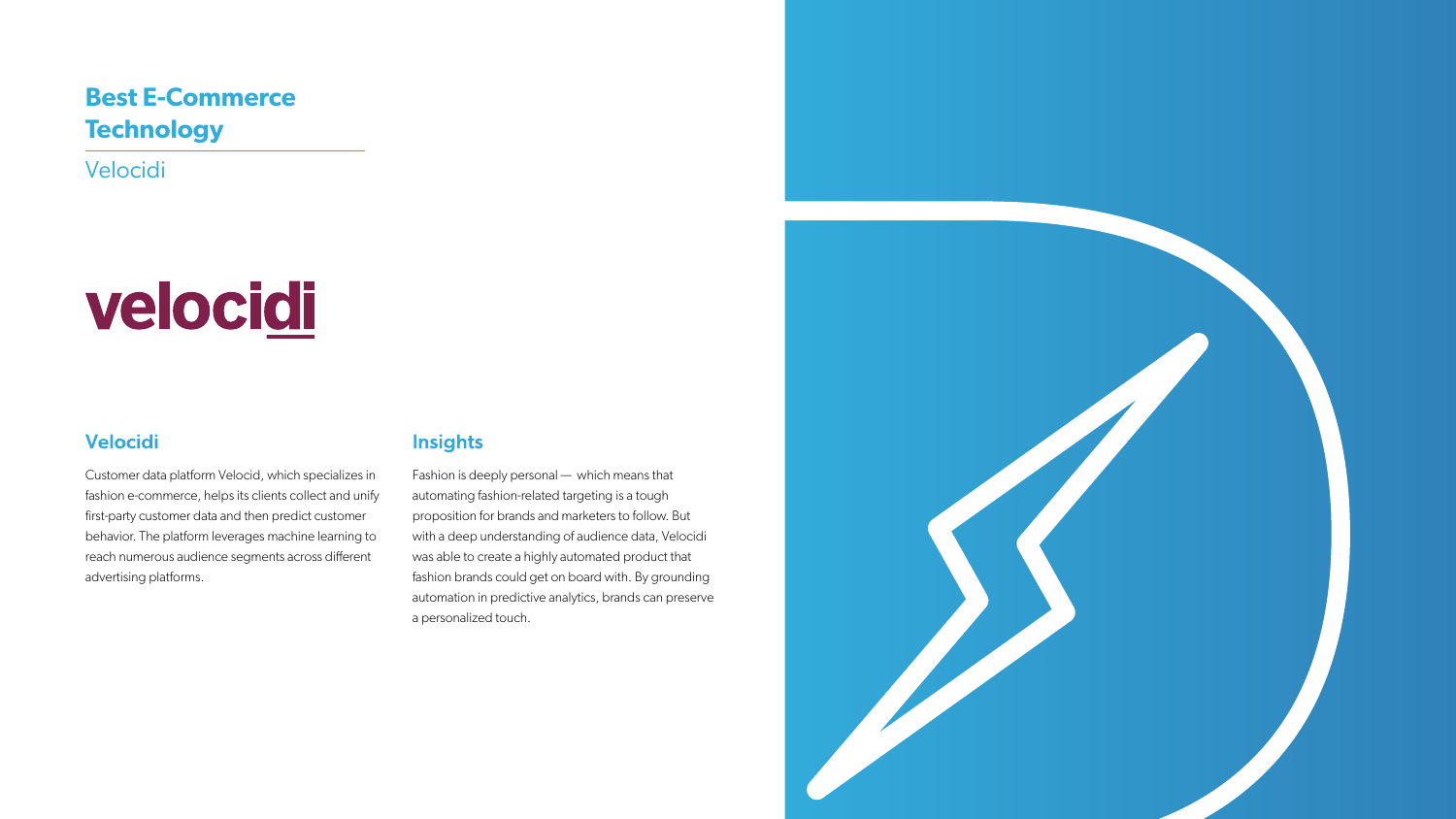## Best E-Commerce Technology

Velocidi

velocidi

### Velocidi

Customer data platform Velocid, which specializes in fashion e-commerce, helps its clients collect and unify first-party customer data and then predict customer behavior. The platform leverages machine learning to reach numerous audience segments across different advertising platforms.

### Insights

Fashion is deeply personal — which means that automating fashion-related targeting is a tough proposition for brands and marketers to follow. But with a deep understanding of audience data, Velocidi was able to create a highly automated product that fashion brands could get on board with. By grounding automation in predictive analytics, brands can preserve a personalized touch.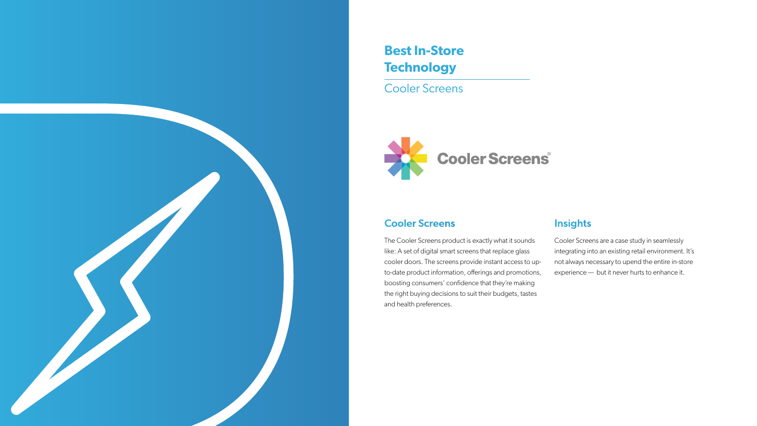# Best In-Store Technology

Cooler Screens

## Cooler Screens

The Cooler Screens product is exactly what it sounds like: A set of digital smart screens that replace glass cooler doors. The screens provide instant access to up-to-date product information, offerings and promotions, boosting consumers' confidence that they're making the right buying decisions to suit their budgets, tastes and health preferences.

## Insights

Cooler Screens are a case study in seamlessly integrating into an existing retail environment. It's not always necessary to upend the entire in-store experience — but it never hurts to enhance it.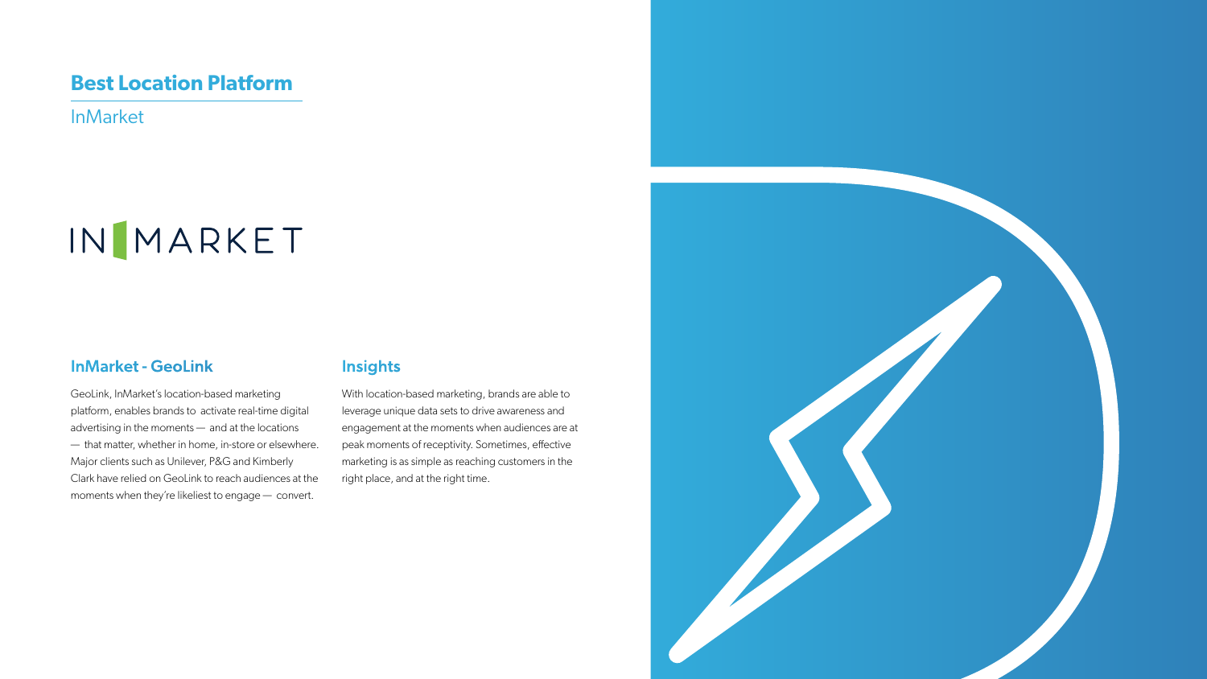## Best Location Platform

InMarket

INMARKET

### InMarket - GeoLink

GeoLink, InMarket's location-based marketing platform, enables brands to activate real-time digital advertising in the moments — and at the locations — that matter, whether in home, in-store or elsewhere. Major clients such as Unilever, P&G and Kimberly Clark have relied on GeoLink to reach audiences at the moments when they're likeliest to engage — convert.

### Insights

With location-based marketing, brands are able to leverage unique data sets to drive awareness and engagement at the moments when audiences are at peak moments of receptivity. Sometimes, effective marketing is as simple as reaching customers in the right place, and at the right time.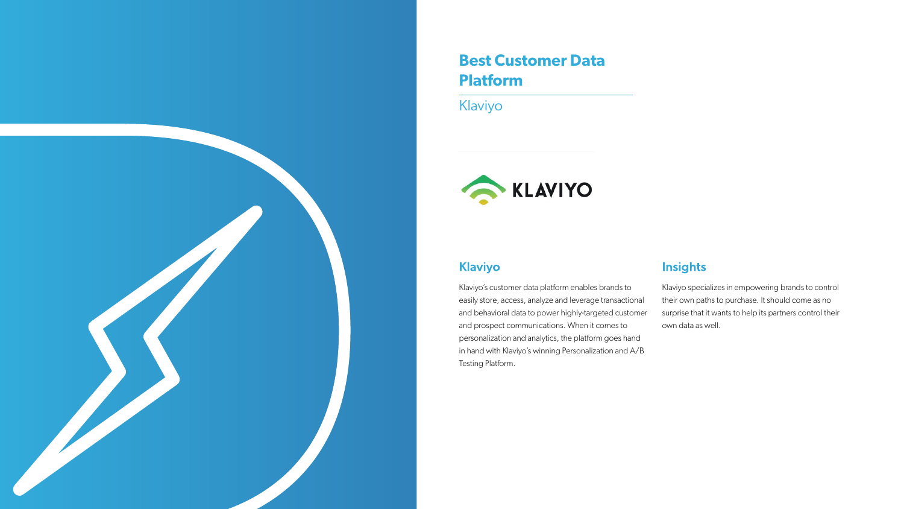# Best Customer Data Platform

Klaviyo

## Klaviyo

Klaviyo's customer data platform enables brands to easily store, access, analyze and leverage transactional and behavioral data to power highly-targeted customer and prospect communications. When it comes to personalization and analytics, the platform goes hand in hand with Klaviyo's winning Personalization and A/B Testing Platform.

## Insights

Klaviyo specializes in empowering brands to control their own paths to purchase. It should come as no surprise that it wants to help its partners control their own data as well.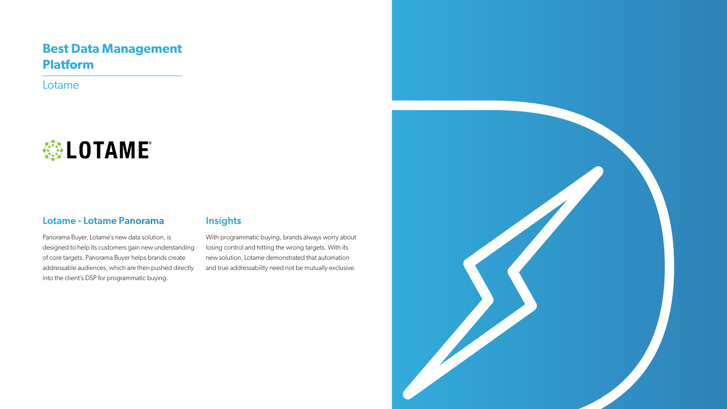# Best Data Management Platform

Lotame

LOTAME

## Lotame - Lotame Panorama

Panorama Buyer, Lotame's new data solution, is designed to help its customers gain new understanding of core targets. Panorama Buyer helps brands create addressable audiences, which are then pushed directly into the client's DSP for programmatic buying.

## Insights

With programmatic buying, brands always worry about losing control and hitting the wrong targets. With its new solution, Lotame demonstrated that automation and true addressability need not be mutually exclusive.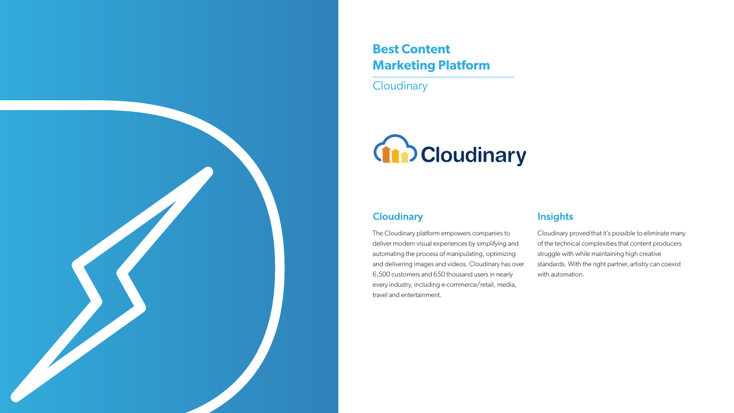# Best Content Marketing Platform

Cloudinary

## Cloudinary

The Cloudinary platform empowers companies to deliver modern visual experiences by simplifying and automating the process of manipulating, optimizing and delivering images and videos. Cloudinary has over 6,500 customers and 650 thousand users in nearly every industry, including e-commerce/retail, media, travel and entertainment.

## Insights

Cloudinary proved that it's possible to eliminate many of the technical complexities that content producers struggle with while maintaining high creative standards. With the right partner, artistry can coexist with automation.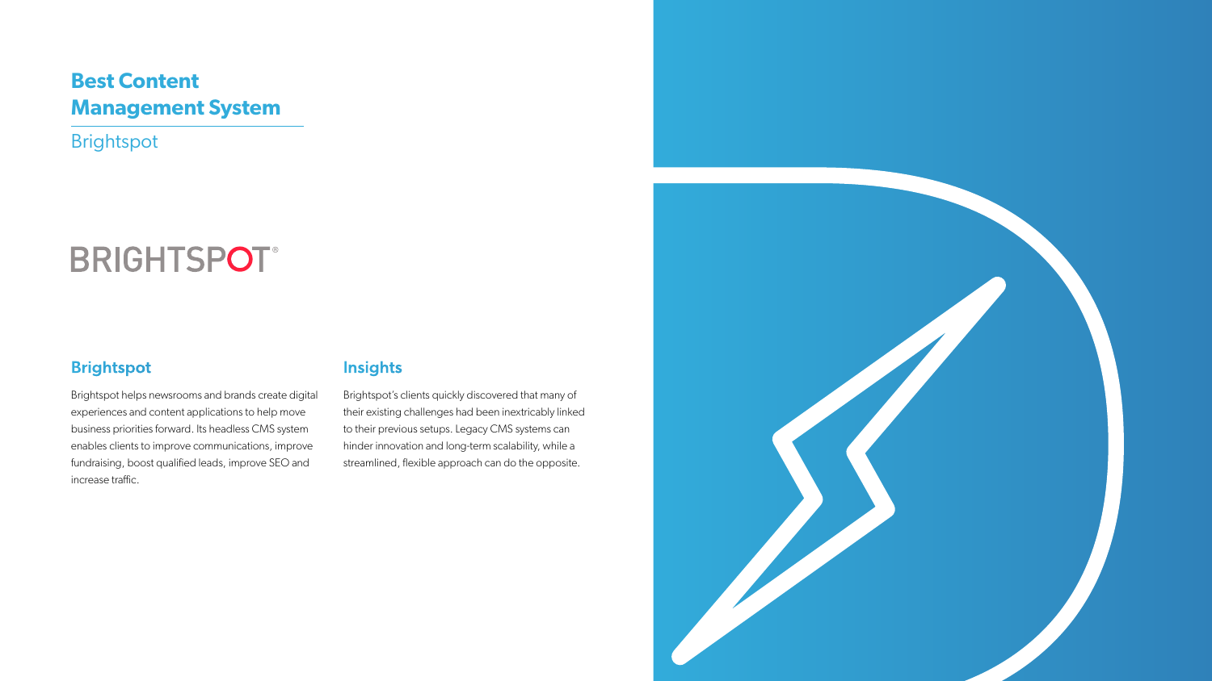# Best Content Management System

Brightspot

BRIGHTSPOT®

## Brightspot

Brightspot helps newsrooms and brands create digital experiences and content applications to help move business priorities forward. Its headless CMS system enables clients to improve communications, improve fundraising, boost qualified leads, improve SEO and increase traffic.

## Insights

Brightspot's clients quickly discovered that many of their existing challenges had been inextricably linked to their previous setups. Legacy CMS systems can hinder innovation and long-term scalability, while a streamlined, flexible approach can do the opposite.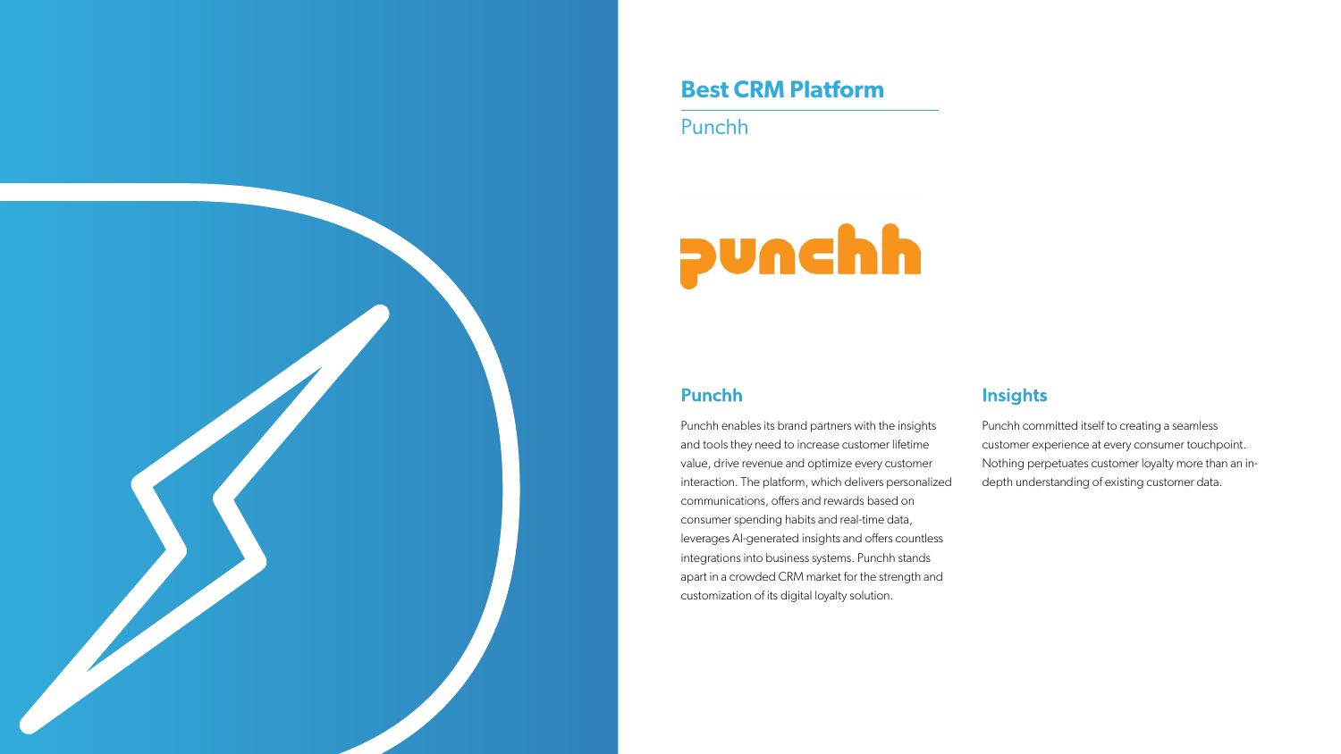## Best CRM Platform

Punchh

### Punchh

Punchh enables its brand partners with the insights and tools they need to increase customer lifetime value, drive revenue and optimize every customer interaction. The platform, which delivers personalized communications, offers and rewards based on consumer spending habits and real-time data, leverages AI-generated insights and offers countless integrations into business systems. Punchh stands apart in a crowded CRM market for the strength and customization of its digital loyalty solution.

### Insights

Punchh committed itself to creating a seamless customer experience at every consumer touchpoint. Nothing perpetuates customer loyalty more than an in-depth understanding of existing customer data.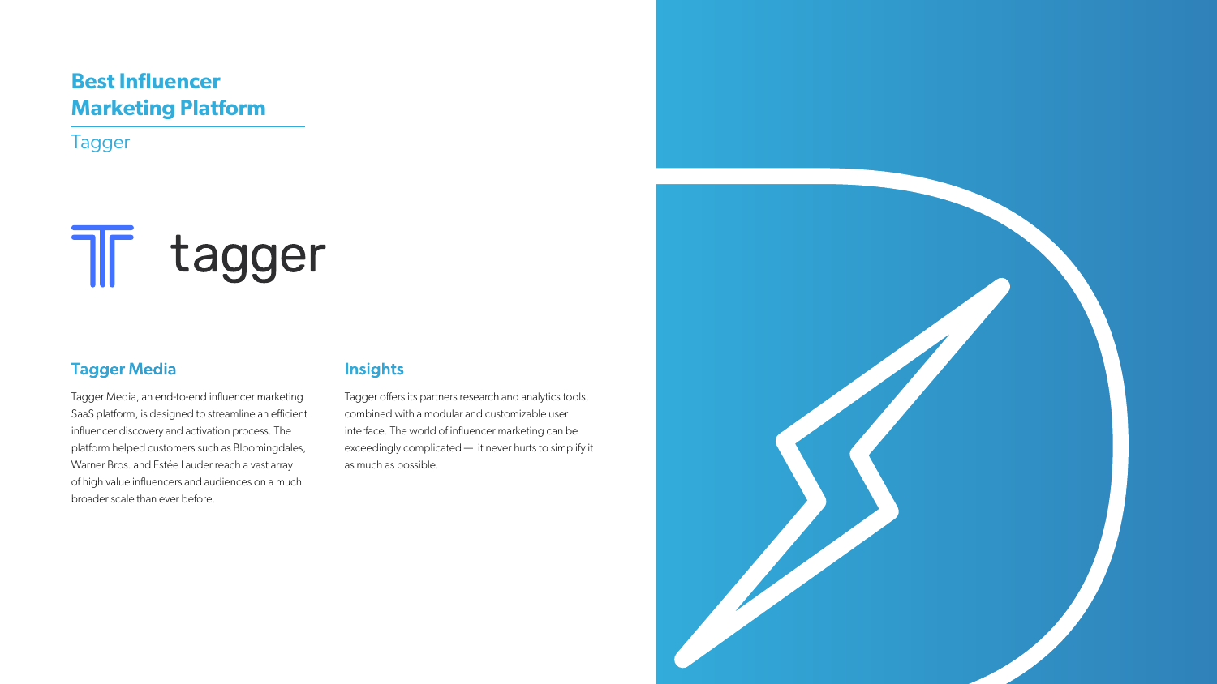## Best Influencer Marketing Platform

Tagger

tagger

### Tagger Media

Tagger Media, an end-to-end influencer marketing SaaS platform, is designed to streamline an efficient influencer discovery and activation process. The platform helped customers such as Bloomingdales, Warner Bros. and Estée Lauder reach a vast array of high value influencers and audiences on a much broader scale than ever before.

### Insights

Tagger offers its partners research and analytics tools, combined with a modular and customizable user interface. The world of influencer marketing can be exceedingly complicated — it never hurts to simplify it as much as possible.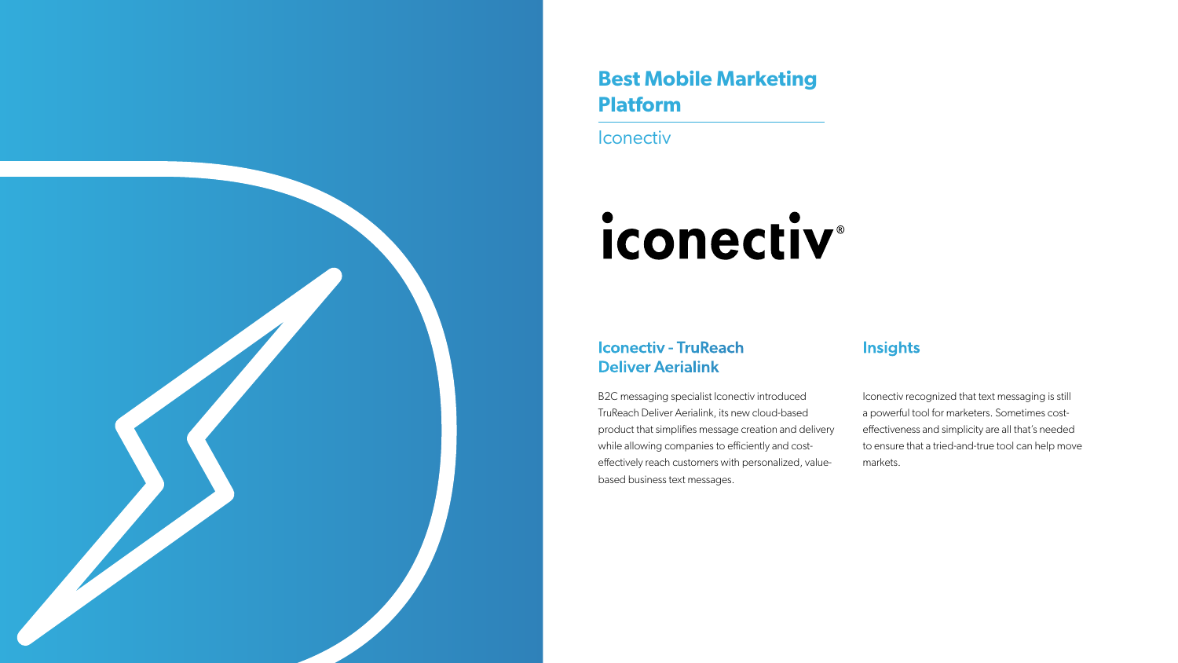## Best Mobile Marketing Platform

Iconectiv

iconectiv®

### Iconectiv - TruReach Deliver Aerialink

B2C messaging specialist Iconectiv introduced TruReach Deliver Aerialink, its new cloud-based product that simplifies message creation and delivery while allowing companies to efficiently and cost-effectively reach customers with personalized, value-based business text messages.

### Insights

Iconectiv recognized that text messaging is still a powerful tool for marketers. Sometimes cost-effectiveness and simplicity are all that's needed to ensure that a tried-and-true tool can help move markets.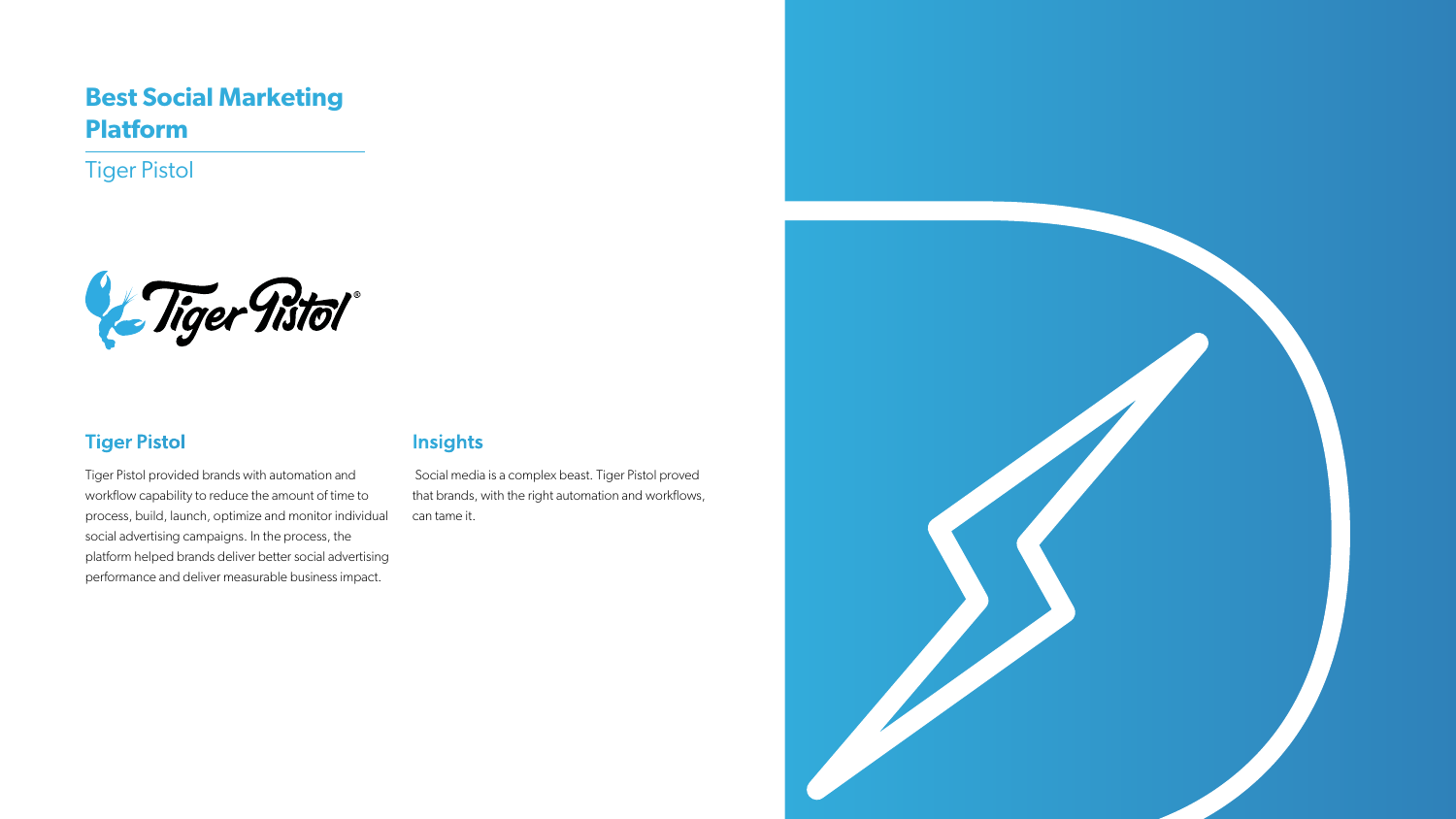# Best Social Marketing Platform

Tiger Pistol

## Tiger Pistol

Tiger Pistol provided brands with automation and workflow capability to reduce the amount of time to process, build, launch, optimize and monitor individual social advertising campaigns. In the process, the platform helped brands deliver better social advertising performance and deliver measurable business impact.

## Insights

Social media is a complex beast. Tiger Pistol proved that brands, with the right automation and workflows, can tame it.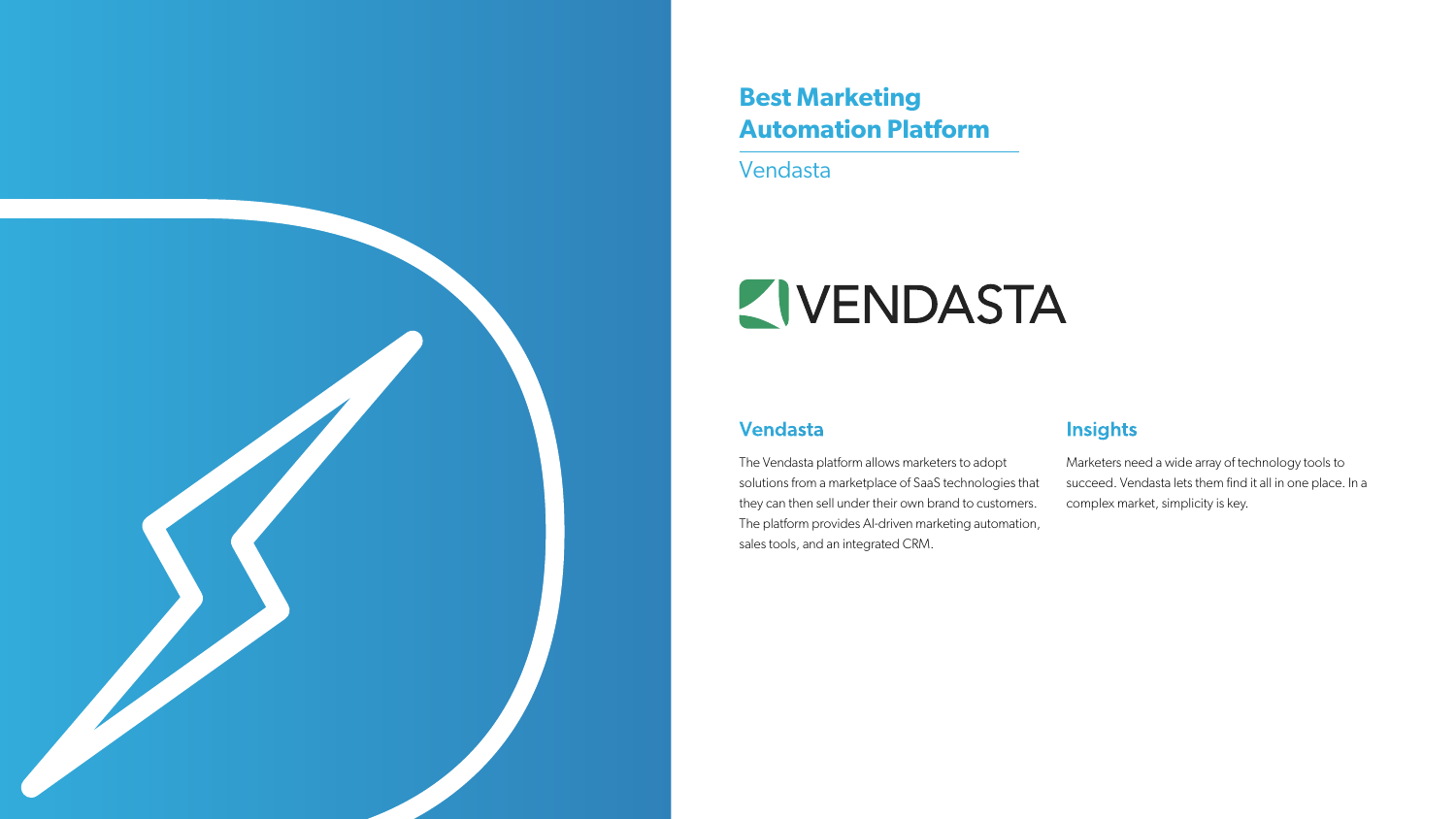# Best Marketing Automation Platform

Vendasta

VENDASTA

## Vendasta

The Vendasta platform allows marketers to adopt solutions from a marketplace of SaaS technologies that they can then sell under their own brand to customers. The platform provides AI-driven marketing automation, sales tools, and an integrated CRM.

## Insights

Marketers need a wide array of technology tools to succeed. Vendasta lets them find it all in one place. In a complex market, simplicity is key.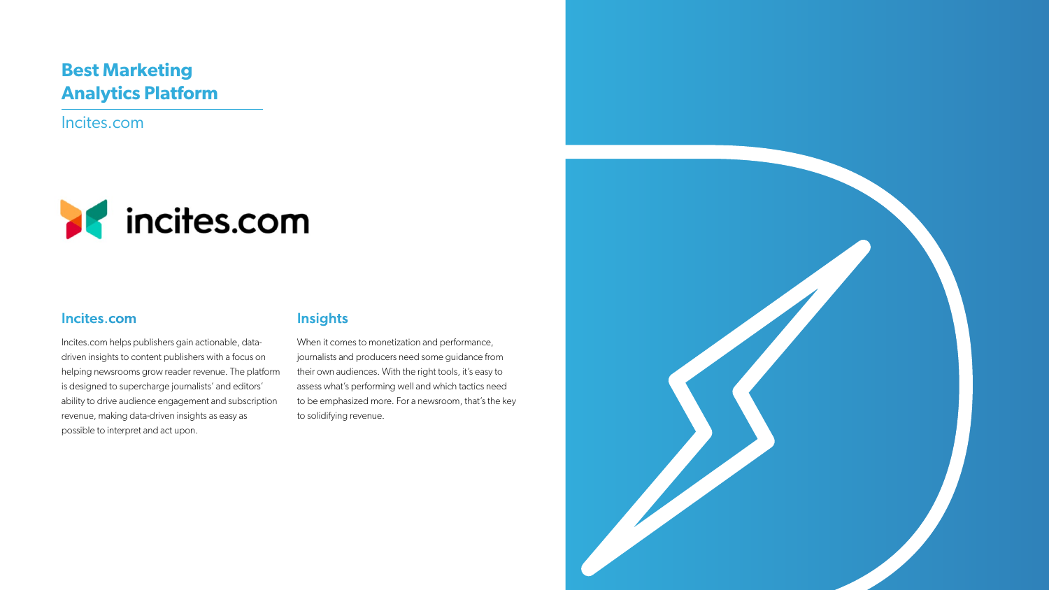# Best Marketing Analytics Platform

Incites.com

## Incites.com

Incites.com helps publishers gain actionable, data-driven insights to content publishers with a focus on helping newsrooms grow reader revenue. The platform is designed to supercharge journalists' and editors' ability to drive audience engagement and subscription revenue, making data-driven insights as easy as possible to interpret and act upon.

## Insights

When it comes to monetization and performance, journalists and producers need some guidance from their own audiences. With the right tools, it's easy to assess what's performing well and which tactics need to be emphasized more. For a newsroom, that's the key to solidifying revenue.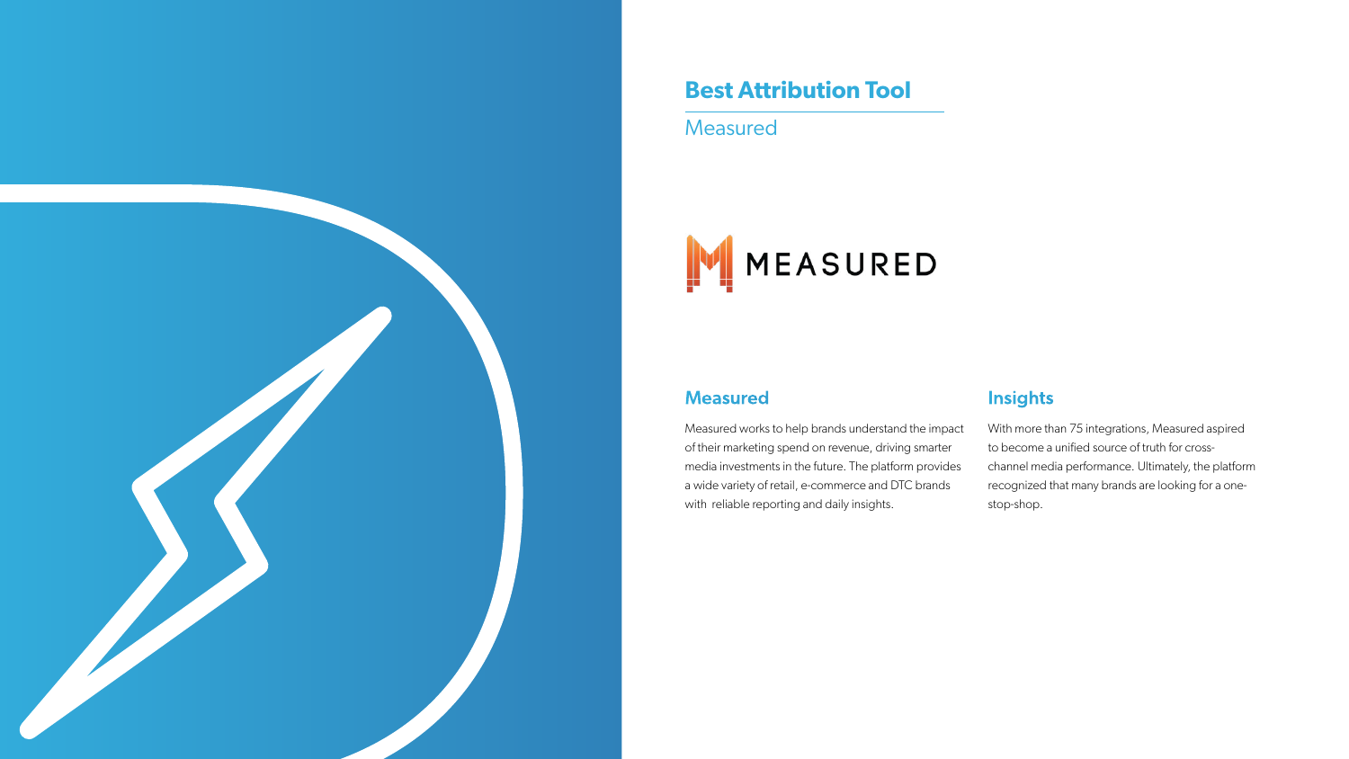# Best Attribution Tool

Measured

MEASURED

## Measured

Measured works to help brands understand the impact of their marketing spend on revenue, driving smarter media investments in the future. The platform provides a wide variety of retail, e-commerce and DTC brands with reliable reporting and daily insights.

## Insights

With more than 75 integrations, Measured aspired to become a unified source of truth for cross-channel media performance. Ultimately, the platform recognized that many brands are looking for a one-stop-shop.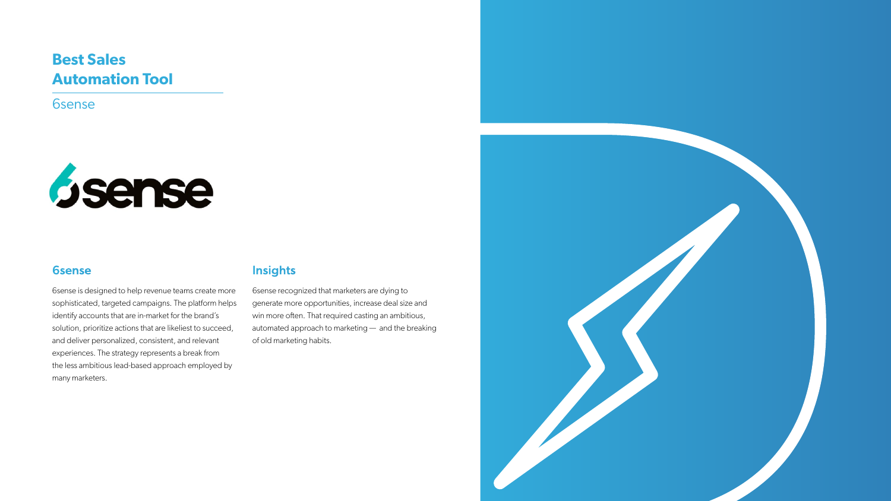# Best Sales Automation Tool

6sense

## 6sense

6sense is designed to help revenue teams create more sophisticated, targeted campaigns. The platform helps identify accounts that are in-market for the brand's solution, prioritize actions that are likeliest to succeed, and deliver personalized, consistent, and relevant experiences. The strategy represents a break from the less ambitious lead-based approach employed by many marketers.

## Insights

6sense recognized that marketers are dying to generate more opportunities, increase deal size and win more often. That required casting an ambitious, automated approach to marketing — and the breaking of old marketing habits.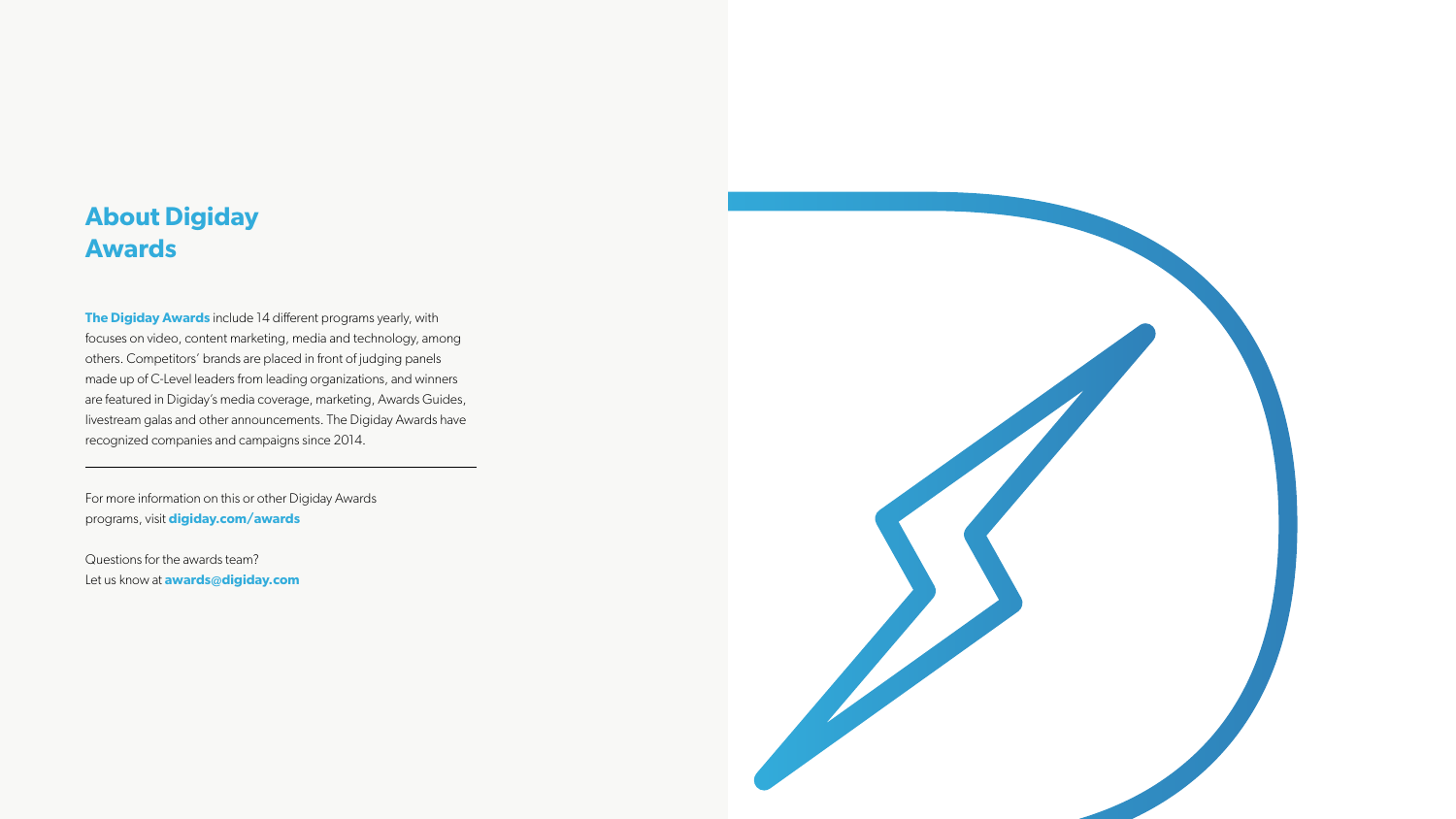# About Digiday Awards

**The Digiday Awards** include 14 different programs yearly, with focuses on video, content marketing, media and technology, among others. Competitors' brands are placed in front of judging panels made up of C-Level leaders from leading organizations, and winners are featured in Digiday's media coverage, marketing, Awards Guides, livestream galas and other announcements. The Digiday Awards have recognized companies and campaigns since 2014.

---

For more information on this or other Digiday Awards programs, visit **digiday.com/awards**

Questions for the awards team?
Let us know at **awards@digiday.com**